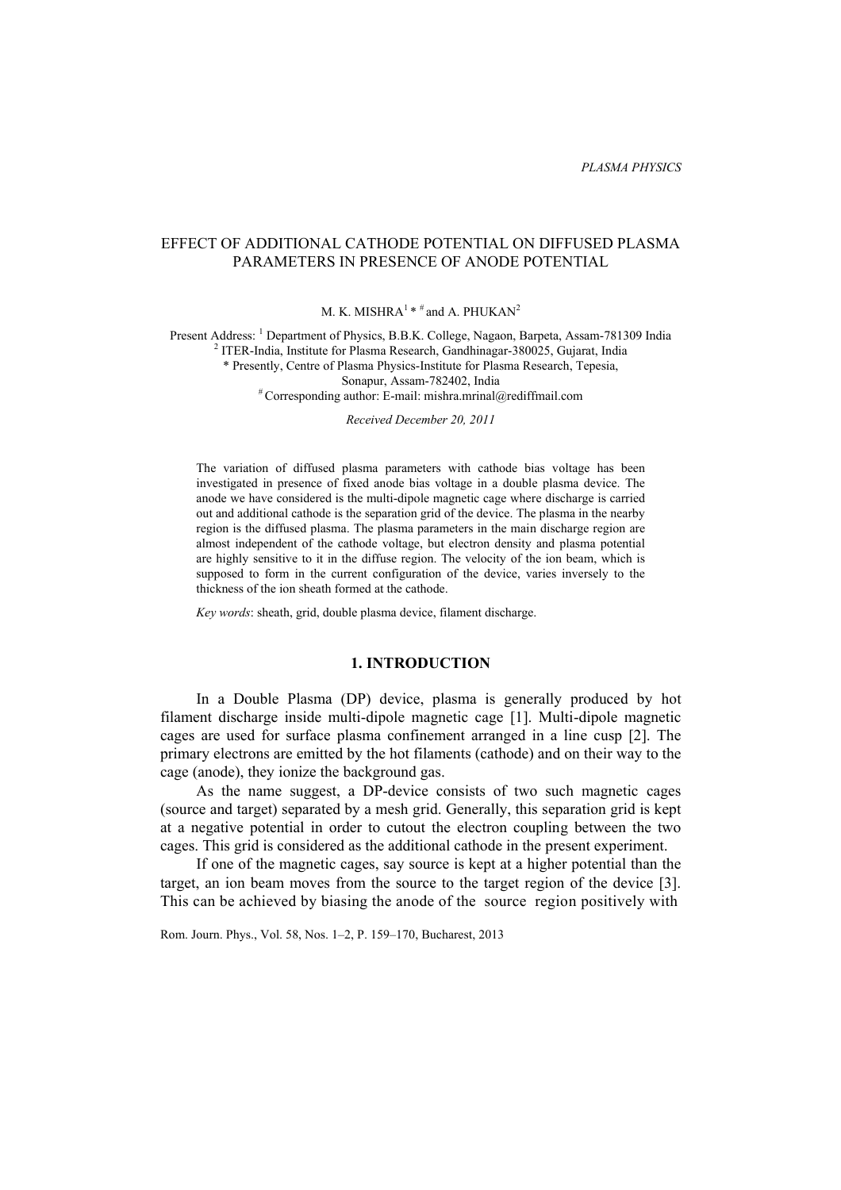PLASMA PHYSICS

# EFFECT OF ADDITIONAL CATHODE POTENTIAL ON DIFFUSED PLASMA PARAMETERS IN PRESENCE OF ANODE POTENTIAL

M. K. MISHRA[1] * # and A. PHUKAN[2]

Present Address: [1] Department of Physics, B.B.K. College, Nagaon, Barpeta, Assam-781309 India
[2] ITER-India, Institute for Plasma Research, Gandhinagar-380025, Gujarat, India
* Presently, Centre of Plasma Physics-Institute for Plasma Research, Tepesia, Sonapur, Assam-782402, India
# Corresponding author: E-mail: mishra.mrinal@rediffmail.com

*Received December 20, 2011*

The variation of diffused plasma parameters with cathode bias voltage has been investigated in presence of fixed anode bias voltage in a double plasma device. The anode we have considered is the multi-dipole magnetic cage where discharge is carried out and additional cathode is the separation grid of the device. The plasma in the nearby region is the diffused plasma. The plasma parameters in the main discharge region are almost independent of the cathode voltage, but electron density and plasma potential are highly sensitive to it in the diffuse region. The velocity of the ion beam, which is supposed to form in the current configuration of the device, varies inversely to the thickness of the ion sheath formed at the cathode.

*Key words*: sheath, grid, double plasma device, filament discharge.

## 1. INTRODUCTION

In a Double Plasma (DP) device, plasma is generally produced by hot filament discharge inside multi-dipole magnetic cage [1]. Multi-dipole magnetic cages are used for surface plasma confinement arranged in a line cusp [2]. The primary electrons are emitted by the hot filaments (cathode) and on their way to the cage (anode), they ionize the background gas.

As the name suggest, a DP-device consists of two such magnetic cages (source and target) separated by a mesh grid. Generally, this separation grid is kept at a negative potential in order to cutout the electron coupling between the two cages. This grid is considered as the additional cathode in the present experiment.

If one of the magnetic cages, say source is kept at a higher potential than the target, an ion beam moves from the source to the target region of the device [3]. This can be achieved by biasing the anode of the source region positively with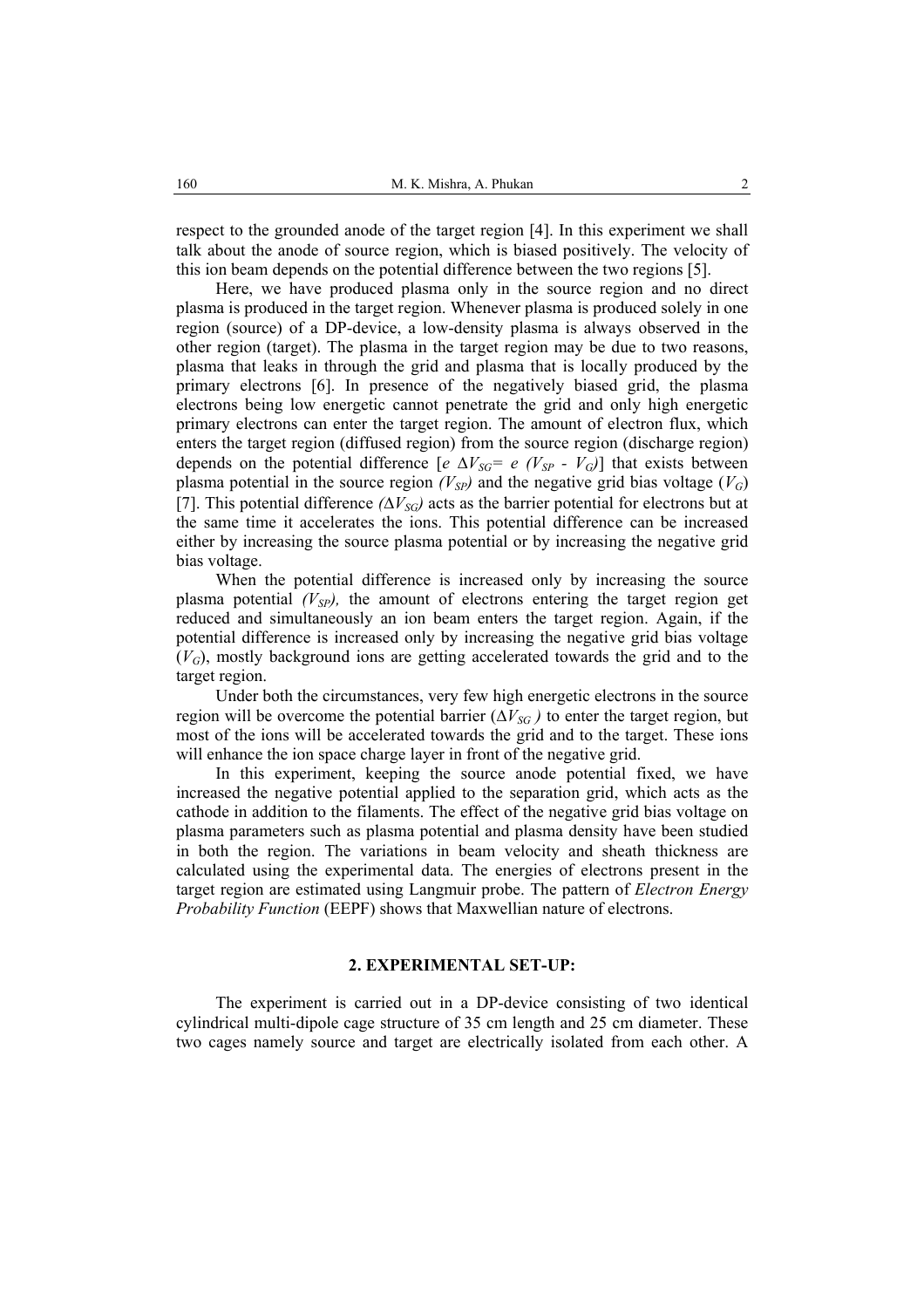respect to the grounded anode of the target region [4]. In this experiment we shall talk about the anode of source region, which is biased positively. The velocity of this ion beam depends on the potential difference between the two regions [5].

Here, we have produced plasma only in the source region and no direct plasma is produced in the target region. Whenever plasma is produced solely in one region (source) of a DP-device, a low-density plasma is always observed in the other region (target). The plasma in the target region may be due to two reasons, plasma that leaks in through the grid and plasma that is locally produced by the primary electrons [6]. In presence of the negatively biased grid, the plasma electrons being low energetic cannot penetrate the grid and only high energetic primary electrons can enter the target region. The amount of electron flux, which enters the target region (diffused region) from the source region (discharge region) depends on the potential difference [$e\ \Delta V_{SG} = e\ (V_{SP} - V_G)$] that exists between plasma potential in the source region *($V_{SP}$)* and the negative grid bias voltage ($V_G$) [7]. This potential difference *($\Delta V_{SG}$)* acts as the barrier potential for electrons but at the same time it accelerates the ions. This potential difference can be increased either by increasing the source plasma potential or by increasing the negative grid bias voltage.

When the potential difference is increased only by increasing the source plasma potential *($V_{SP}$),* the amount of electrons entering the target region get reduced and simultaneously an ion beam enters the target region. Again, if the potential difference is increased only by increasing the negative grid bias voltage ($V_G$), mostly background ions are getting accelerated towards the grid and to the target region.

Under both the circumstances, very few high energetic electrons in the source region will be overcome the potential barrier ($\Delta V_{SG}$ *)* to enter the target region, but most of the ions will be accelerated towards the grid and to the target. These ions will enhance the ion space charge layer in front of the negative grid.

In this experiment, keeping the source anode potential fixed, we have increased the negative potential applied to the separation grid, which acts as the cathode in addition to the filaments. The effect of the negative grid bias voltage on plasma parameters such as plasma potential and plasma density have been studied in both the region. The variations in beam velocity and sheath thickness are calculated using the experimental data. The energies of electrons present in the target region are estimated using Langmuir probe. The pattern of *Electron Energy Probability Function* (EEPF) shows that Maxwellian nature of electrons.

## 2. EXPERIMENTAL SET-UP:

The experiment is carried out in a DP-device consisting of two identical cylindrical multi-dipole cage structure of 35 cm length and 25 cm diameter. These two cages namely source and target are electrically isolated from each other. A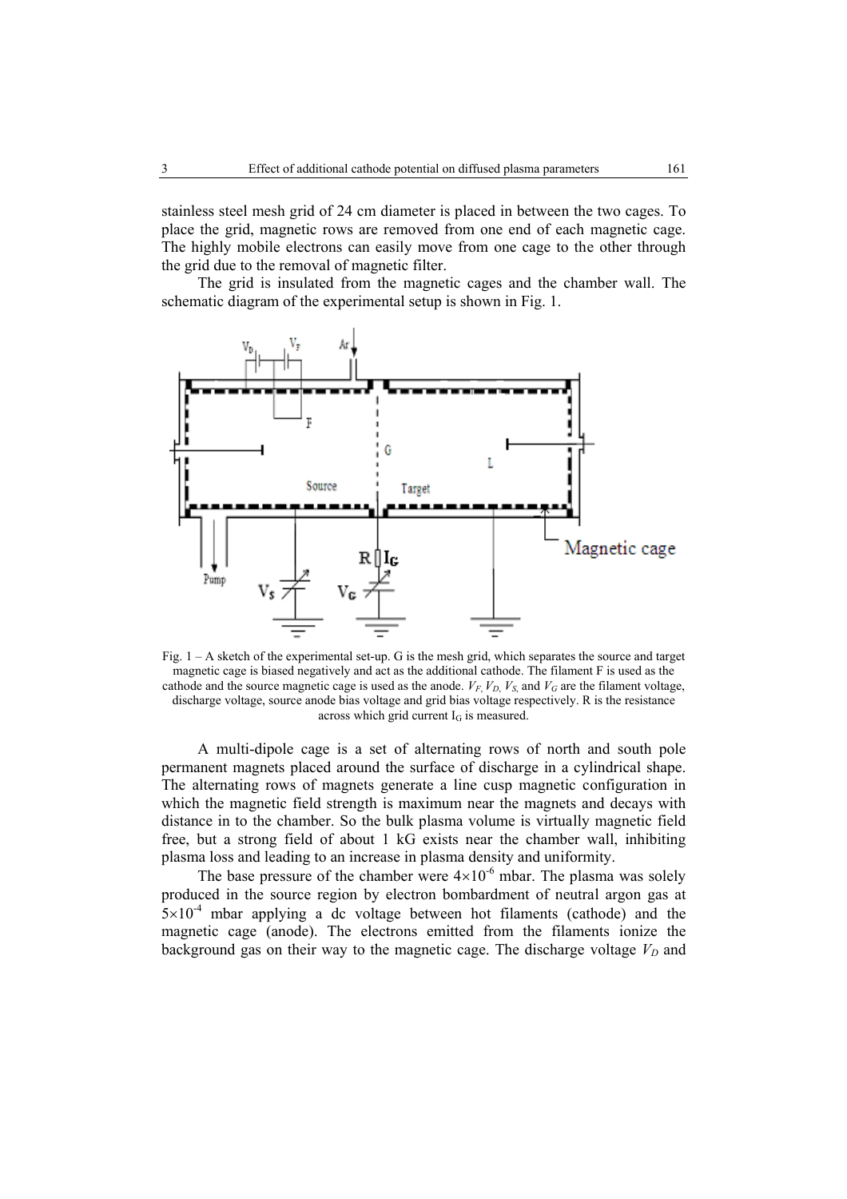stainless steel mesh grid of 24 cm diameter is placed in between the two cages. To place the grid, magnetic rows are removed from one end of each magnetic cage. The highly mobile electrons can easily move from one cage to the other through the grid due to the removal of magnetic filter.

The grid is insulated from the magnetic cages and the chamber wall. The schematic diagram of the experimental setup is shown in Fig. 1.

Fig. 1 – A sketch of the experimental set-up. G is the mesh grid, which separates the source and target magnetic cage is biased negatively and act as the additional cathode. The filament F is used as the cathode and the source magnetic cage is used as the anode. $V_F$, $V_D$, $V_S$, and $V_G$ are the filament voltage, discharge voltage, source anode bias voltage and grid bias voltage respectively. R is the resistance across which grid current $I_G$ is measured.

A multi-dipole cage is a set of alternating rows of north and south pole permanent magnets placed around the surface of discharge in a cylindrical shape. The alternating rows of magnets generate a line cusp magnetic configuration in which the magnetic field strength is maximum near the magnets and decays with distance in to the chamber. So the bulk plasma volume is virtually magnetic field free, but a strong field of about 1 kG exists near the chamber wall, inhibiting plasma loss and leading to an increase in plasma density and uniformity.

The base pressure of the chamber were $4\times10^{-6}$ mbar. The plasma was solely produced in the source region by electron bombardment of neutral argon gas at $5\times10^{-4}$ mbar applying a dc voltage between hot filaments (cathode) and the magnetic cage (anode). The electrons emitted from the filaments ionize the background gas on their way to the magnetic cage. The discharge voltage $V_D$ and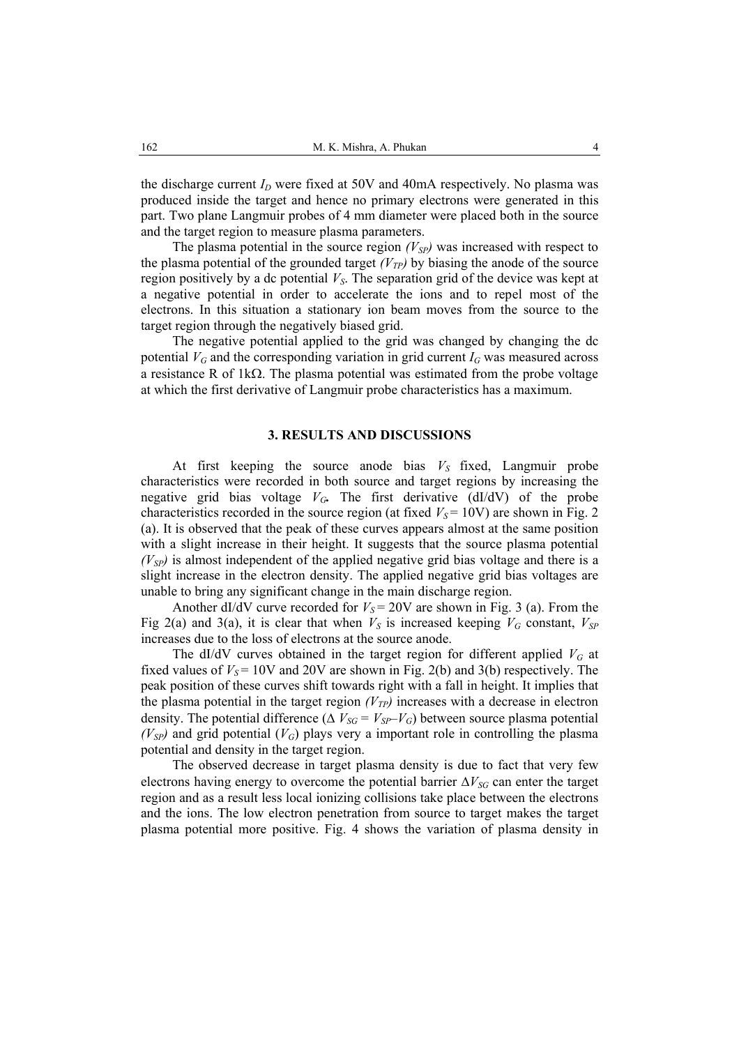the discharge current $I_D$ were fixed at 50V and 40mA respectively. No plasma was produced inside the target and hence no primary electrons were generated in this part. Two plane Langmuir probes of 4 mm diameter were placed both in the source and the target region to measure plasma parameters.

The plasma potential in the source region *($V_{SP}$)* was increased with respect to the plasma potential of the grounded target *($V_{TP}$)* by biasing the anode of the source region positively by a dc potential $V_S$. The separation grid of the device was kept at a negative potential in order to accelerate the ions and to repel most of the electrons. In this situation a stationary ion beam moves from the source to the target region through the negatively biased grid.

The negative potential applied to the grid was changed by changing the dc potential $V_G$ and the corresponding variation in grid current $I_G$ was measured across a resistance R of 1kΩ. The plasma potential was estimated from the probe voltage at which the first derivative of Langmuir probe characteristics has a maximum.

## 3. RESULTS AND DISCUSSIONS

At first keeping the source anode bias $V_S$ fixed, Langmuir probe characteristics were recorded in both source and target regions by increasing the negative grid bias voltage $V_G$**.** The first derivative (dI/dV) of the probe characteristics recorded in the source region (at fixed $V_S = 10$V) are shown in Fig. 2 (a). It is observed that the peak of these curves appears almost at the same position with a slight increase in their height. It suggests that the source plasma potential *($V_{SP}$)* is almost independent of the applied negative grid bias voltage and there is a slight increase in the electron density. The applied negative grid bias voltages are unable to bring any significant change in the main discharge region.

Another dI/dV curve recorded for $V_S = 20$V are shown in Fig. 3 (a). From the Fig 2(a) and 3(a), it is clear that when $V_S$ is increased keeping $V_G$ constant, $V_{SP}$ increases due to the loss of electrons at the source anode.

The dI/dV curves obtained in the target region for different applied $V_G$ at fixed values of $V_S = 10$V and 20V are shown in Fig. 2(b) and 3(b) respectively. The peak position of these curves shift towards right with a fall in height. It implies that the plasma potential in the target region *($V_{TP}$)* increases with a decrease in electron density. The potential difference ($\Delta V_{SG} = V_{SP} - V_G$) between source plasma potential *($V_{SP}$)* and grid potential ($V_G$) plays very a important role in controlling the plasma potential and density in the target region.

The observed decrease in target plasma density is due to fact that very few electrons having energy to overcome the potential barrier $\Delta V_{SG}$ can enter the target region and as a result less local ionizing collisions take place between the electrons and the ions. The low electron penetration from source to target makes the target plasma potential more positive. Fig. 4 shows the variation of plasma density in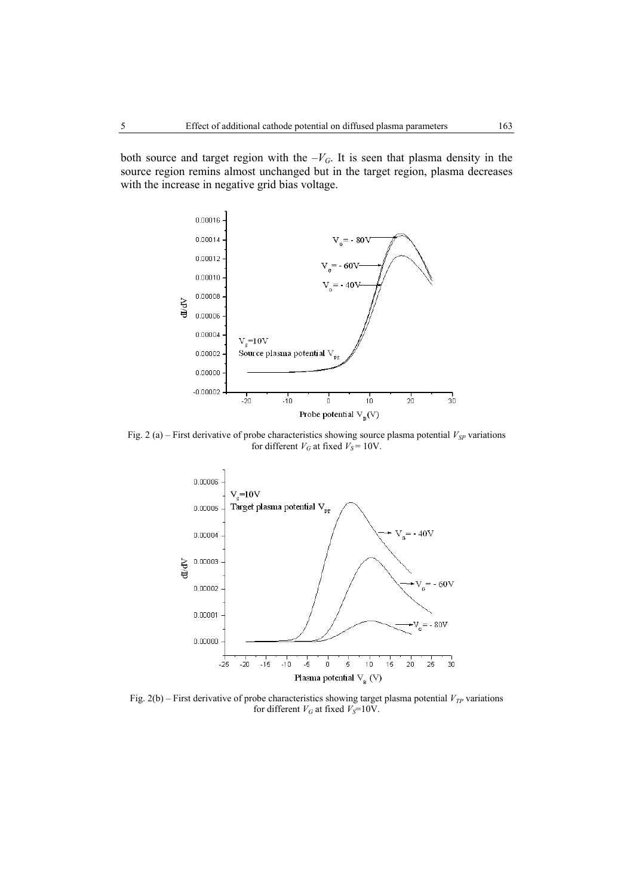both source and target region with the $-V_G$. It is seen that plasma density in the source region remins almost unchanged but in the target region, plasma decreases with the increase in negative grid bias voltage.

Fig. 2 (a) – First derivative of probe characteristics showing source plasma potential $V_{SP}$ variations for different $V_G$ at fixed $V_S$ = 10V.

Fig. 2(b) – First derivative of probe characteristics showing target plasma potential $V_{TP}$ variations for different $V_G$ at fixed $V_S$=10V.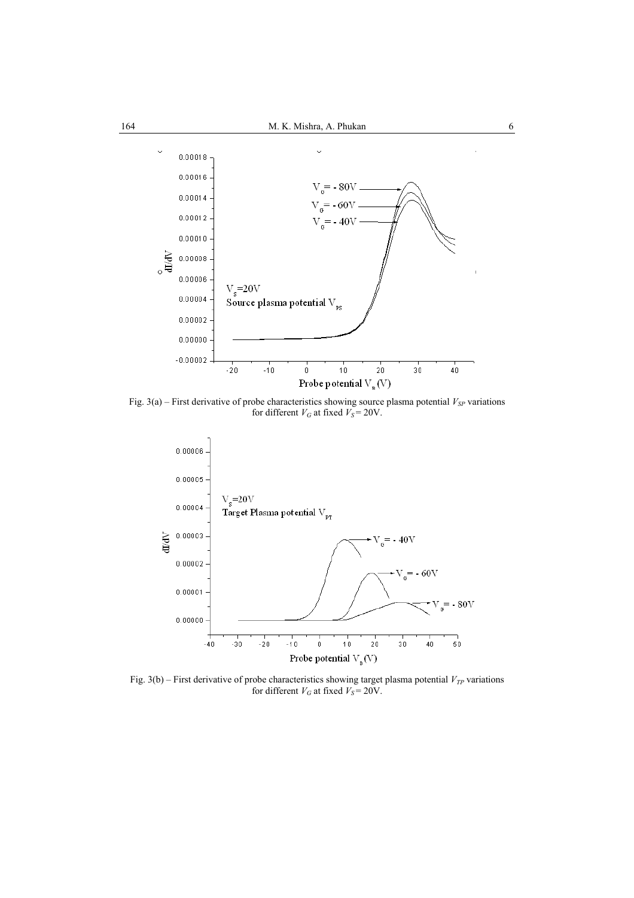Fig. 3(a) – First derivative of probe characteristics showing source plasma potential $V_{SP}$ variations for different $V_G$ at fixed $V_S$ = 20V.

Fig. 3(b) – First derivative of probe characteristics showing target plasma potential $V_{TP}$ variations for different $V_G$ at fixed $V_S$ = 20V.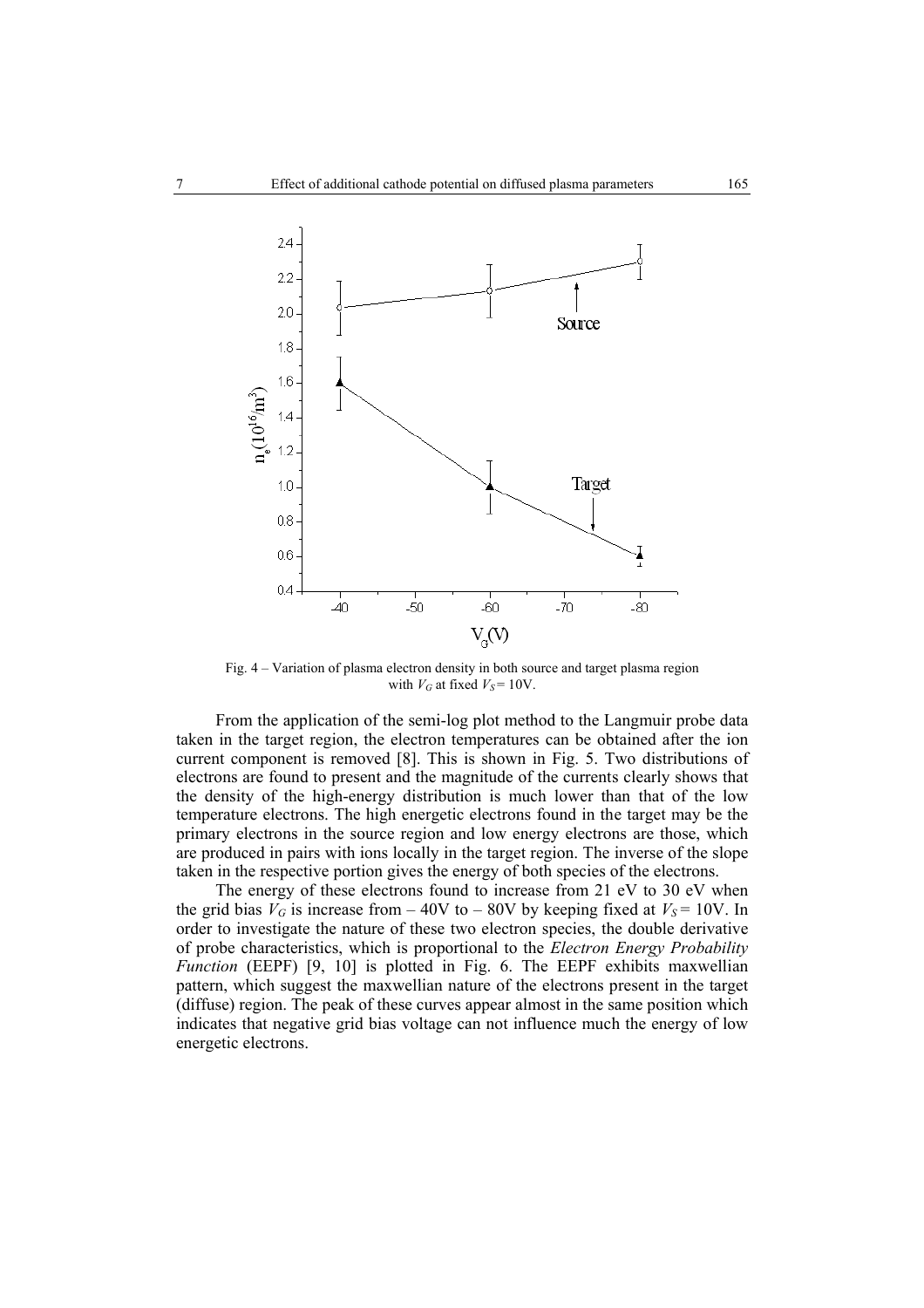Fig. 4 – Variation of plasma electron density in both source and target plasma region with $V_G$ at fixed $V_S = 10$V.

From the application of the semi-log plot method to the Langmuir probe data taken in the target region, the electron temperatures can be obtained after the ion current component is removed [8]. This is shown in Fig. 5. Two distributions of electrons are found to present and the magnitude of the currents clearly shows that the density of the high-energy distribution is much lower than that of the low temperature electrons. The high energetic electrons found in the target may be the primary electrons in the source region and low energy electrons are those, which are produced in pairs with ions locally in the target region. The inverse of the slope taken in the respective portion gives the energy of both species of the electrons.

The energy of these electrons found to increase from 21 eV to 30 eV when the grid bias $V_G$ is increase from – 40V to – 80V by keeping fixed at $V_S = 10$V. In order to investigate the nature of these two electron species, the double derivative of probe characteristics, which is proportional to the *Electron Energy Probability Function* (EEPF) [9, 10] is plotted in Fig. 6. The EEPF exhibits maxwellian pattern, which suggest the maxwellian nature of the electrons present in the target (diffuse) region. The peak of these curves appear almost in the same position which indicates that negative grid bias voltage can not influence much the energy of low energetic electrons.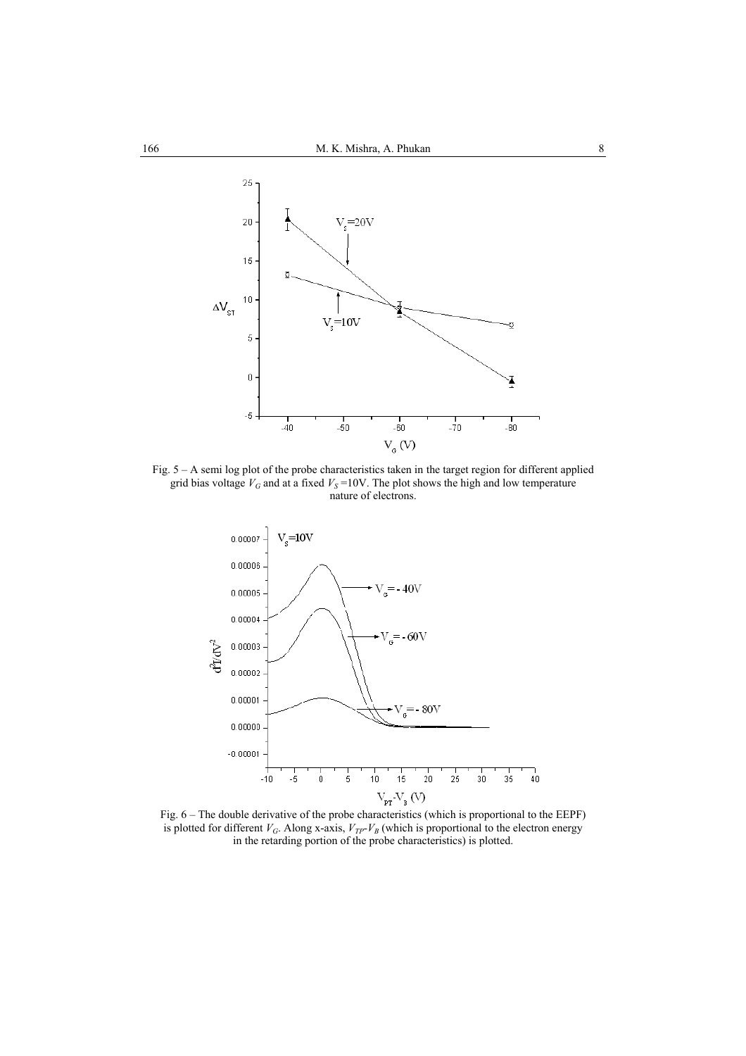Fig. 5 – A semi log plot of the probe characteristics taken in the target region for different applied grid bias voltage $V_G$ and at a fixed $V_S$ =10V. The plot shows the high and low temperature nature of electrons.

Fig. 6 – The double derivative of the probe characteristics (which is proportional to the EEPF) is plotted for different $V_G$. Along x-axis, $V_{TP}$-$V_B$ (which is proportional to the electron energy in the retarding portion of the probe characteristics) is plotted.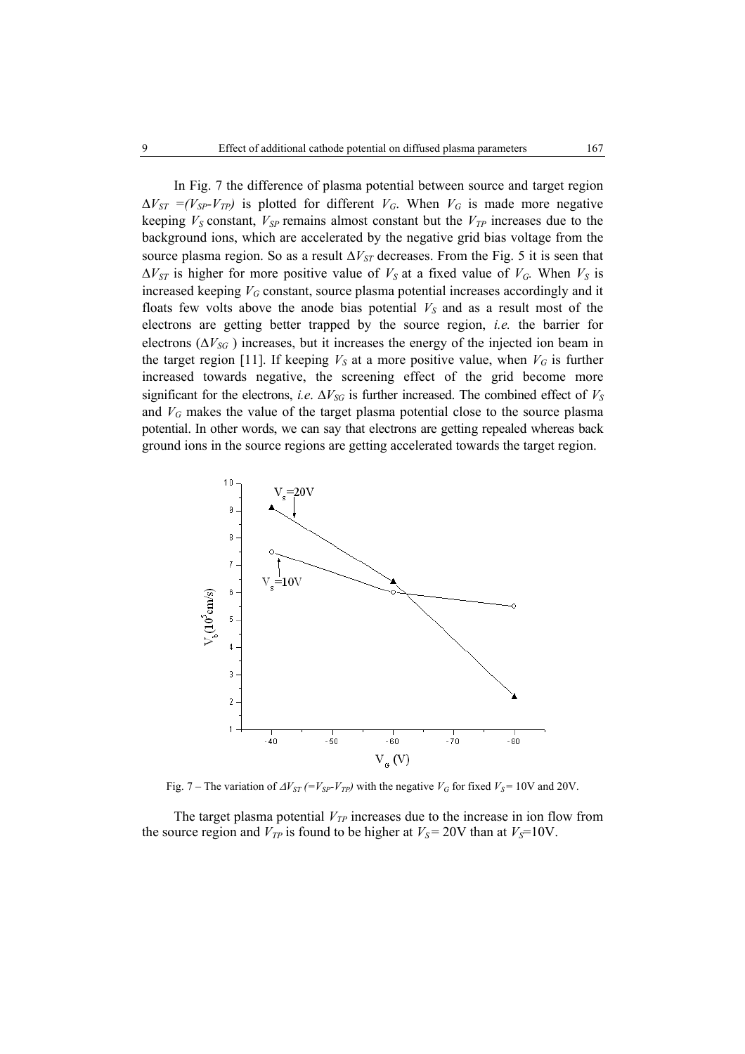In Fig. 7 the difference of plasma potential between source and target region $\Delta V_{ST} = (V_{SP} - V_{TP})$ is plotted for different $V_G$. When $V_G$ is made more negative keeping $V_S$ constant, $V_{SP}$ remains almost constant but the $V_{TP}$ increases due to the background ions, which are accelerated by the negative grid bias voltage from the source plasma region. So as a result $\Delta V_{ST}$ decreases. From the Fig. 5 it is seen that $\Delta V_{ST}$ is higher for more positive value of $V_S$ at a fixed value of $V_G$. When $V_S$ is increased keeping $V_G$ constant, source plasma potential increases accordingly and it floats few volts above the anode bias potential $V_S$ and as a result most of the electrons are getting better trapped by the source region, *i.e.* the barrier for electrons ($\Delta V_{SG}$ ) increases, but it increases the energy of the injected ion beam in the target region [11]. If keeping $V_S$ at a more positive value, when $V_G$ is further increased towards negative, the screening effect of the grid become more significant for the electrons, *i.e*. $\Delta V_{SG}$ is further increased. The combined effect of $V_S$ and $V_G$ makes the value of the target plasma potential close to the source plasma potential. In other words, we can say that electrons are getting repealed whereas back ground ions in the source regions are getting accelerated towards the target region.

Fig. 7 – The variation of $\Delta V_{ST}$ $(=V_{SP}-V_{TP})$ with the negative $V_G$ for fixed $V_S$ = 10V and 20V.

The target plasma potential $V_{TP}$ increases due to the increase in ion flow from the source region and $V_{TP}$ is found to be higher at $V_S$ = 20V than at $V_S$=10V.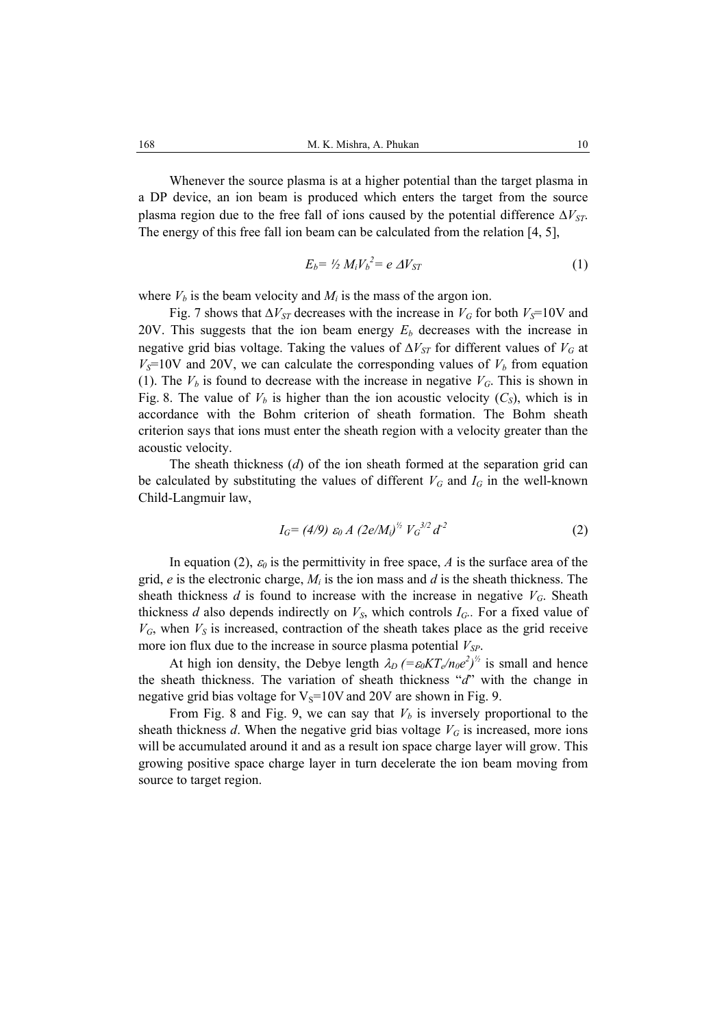Whenever the source plasma is at a higher potential than the target plasma in a DP device, an ion beam is produced which enters the target from the source plasma region due to the free fall of ions caused by the potential difference $\Delta V_{ST}$. The energy of this free fall ion beam can be calculated from the relation [4, 5],

$$E_b = \tfrac{1}{2} M_i V_b^2 = e\, \Delta V_{ST} \tag{1}$$

where $V_b$ is the beam velocity and $M_i$ is the mass of the argon ion.

Fig. 7 shows that $\Delta V_{ST}$ decreases with the increase in $V_G$ for both $V_S$=10V and 20V. This suggests that the ion beam energy $E_b$ decreases with the increase in negative grid bias voltage. Taking the values of $\Delta V_{ST}$ for different values of $V_G$ at $V_S$=10V and 20V, we can calculate the corresponding values of $V_b$ from equation (1). The $V_b$ is found to decrease with the increase in negative $V_G$. This is shown in Fig. 8. The value of $V_b$ is higher than the ion acoustic velocity ($C_S$), which is in accordance with the Bohm criterion of sheath formation. The Bohm sheath criterion says that ions must enter the sheath region with a velocity greater than the acoustic velocity.

The sheath thickness ($d$) of the ion sheath formed at the separation grid can be calculated by substituting the values of different $V_G$ and $I_G$ in the well-known Child-Langmuir law,

$$I_G = (4/9)\, \varepsilon_0\, A\, (2e/M_i)^{1/2}\, V_G^{3/2}\, d^{-2} \tag{2}$$

In equation (2), $\varepsilon_0$ is the permittivity in free space, $A$ is the surface area of the grid, $e$ is the electronic charge, $M_i$ is the ion mass and $d$ is the sheath thickness. The sheath thickness $d$ is found to increase with the increase in negative $V_G$. Sheath thickness $d$ also depends indirectly on $V_S$, which controls $I_G$.. For a fixed value of $V_G$, when $V_S$ is increased, contraction of the sheath takes place as the grid receive more ion flux due to the increase in source plasma potential $V_{SP}$.

At high ion density, the Debye length $\lambda_D\, (=\varepsilon_0 KT_e/n_0e^2)^{1/2}$ is small and hence the sheath thickness. The variation of sheath thickness "$d$" with the change in negative grid bias voltage for $V_S$=10V and 20V are shown in Fig. 9.

From Fig. 8 and Fig. 9, we can say that $V_b$ is inversely proportional to the sheath thickness $d$. When the negative grid bias voltage $V_G$ is increased, more ions will be accumulated around it and as a result ion space charge layer will grow. This growing positive space charge layer in turn decelerate the ion beam moving from source to target region.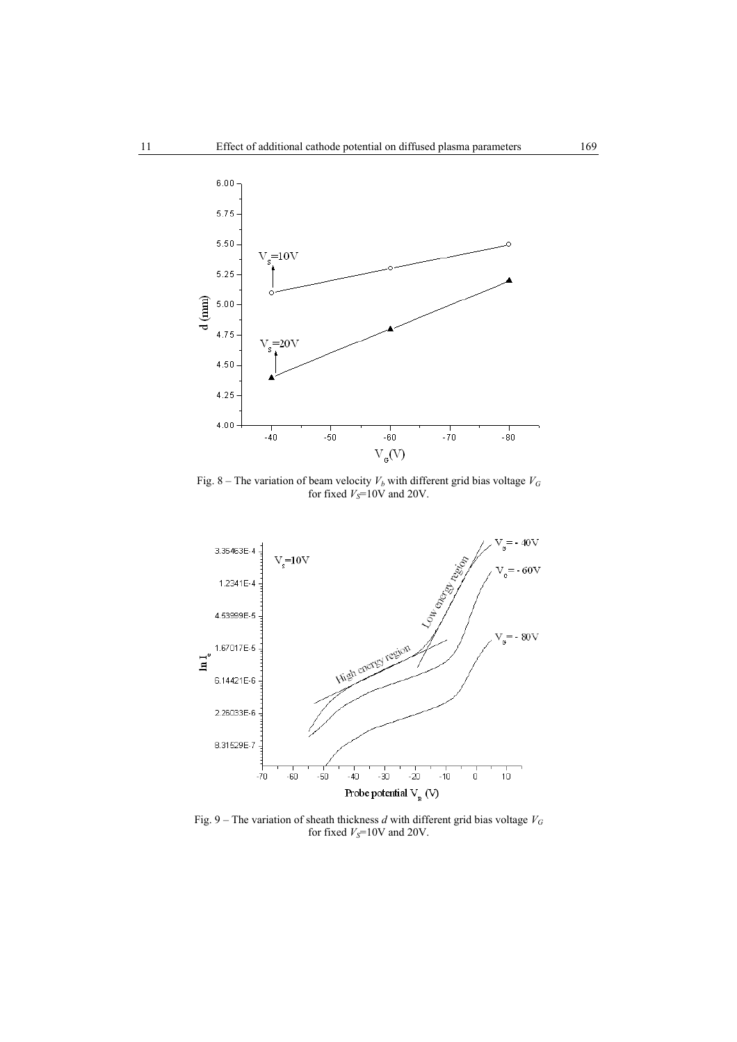Fig. 8 – The variation of beam velocity $V_b$ with different grid bias voltage $V_G$ for fixed $V_S$=10V and 20V.

Fig. 9 – The variation of sheath thickness $d$ with different grid bias voltage $V_G$ for fixed $V_S$=10V and 20V.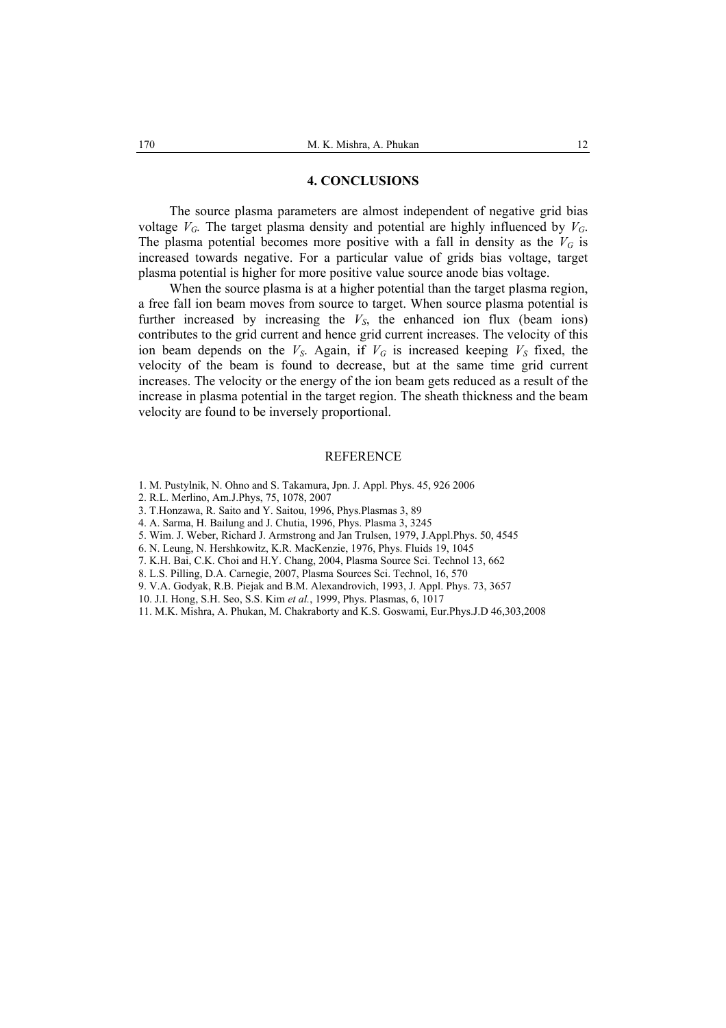## 4. CONCLUSIONS

The source plasma parameters are almost independent of negative grid bias voltage $V_G$. The target plasma density and potential are highly influenced by $V_G$. The plasma potential becomes more positive with a fall in density as the $V_G$ is increased towards negative. For a particular value of grids bias voltage, target plasma potential is higher for more positive value source anode bias voltage.

When the source plasma is at a higher potential than the target plasma region, a free fall ion beam moves from source to target. When source plasma potential is further increased by increasing the $V_S$, the enhanced ion flux (beam ions) contributes to the grid current and hence grid current increases. The velocity of this ion beam depends on the $V_S$. Again, if $V_G$ is increased keeping $V_S$ fixed, the velocity of the beam is found to decrease, but at the same time grid current increases. The velocity or the energy of the ion beam gets reduced as a result of the increase in plasma potential in the target region. The sheath thickness and the beam velocity are found to be inversely proportional.

## REFERENCE

1. M. Pustylnik, N. Ohno and S. Takamura, Jpn. J. Appl. Phys. 45, 926 2006
2. R.L. Merlino, Am.J.Phys, 75, 1078, 2007
3. T.Honzawa, R. Saito and Y. Saitou, 1996, Phys.Plasmas 3, 89
4. A. Sarma, H. Bailung and J. Chutia, 1996, Phys. Plasma 3, 3245
5. Wim. J. Weber, Richard J. Armstrong and Jan Trulsen, 1979, J.Appl.Phys. 50, 4545
6. N. Leung, N. Hershkowitz, K.R. MacKenzie, 1976, Phys. Fluids 19, 1045
7. K.H. Bai, C.K. Choi and H.Y. Chang, 2004, Plasma Source Sci. Technol 13, 662
8. L.S. Pilling, D.A. Carnegie, 2007, Plasma Sources Sci. Technol, 16, 570
9. V.A. Godyak, R.B. Piejak and B.M. Alexandrovich, 1993, J. Appl. Phys. 73, 3657
10. J.I. Hong, S.H. Seo, S.S. Kim *et al.*, 1999, Phys. Plasmas, 6, 1017
11. M.K. Mishra, A. Phukan, M. Chakraborty and K.S. Goswami, Eur.Phys.J.D 46,303,2008